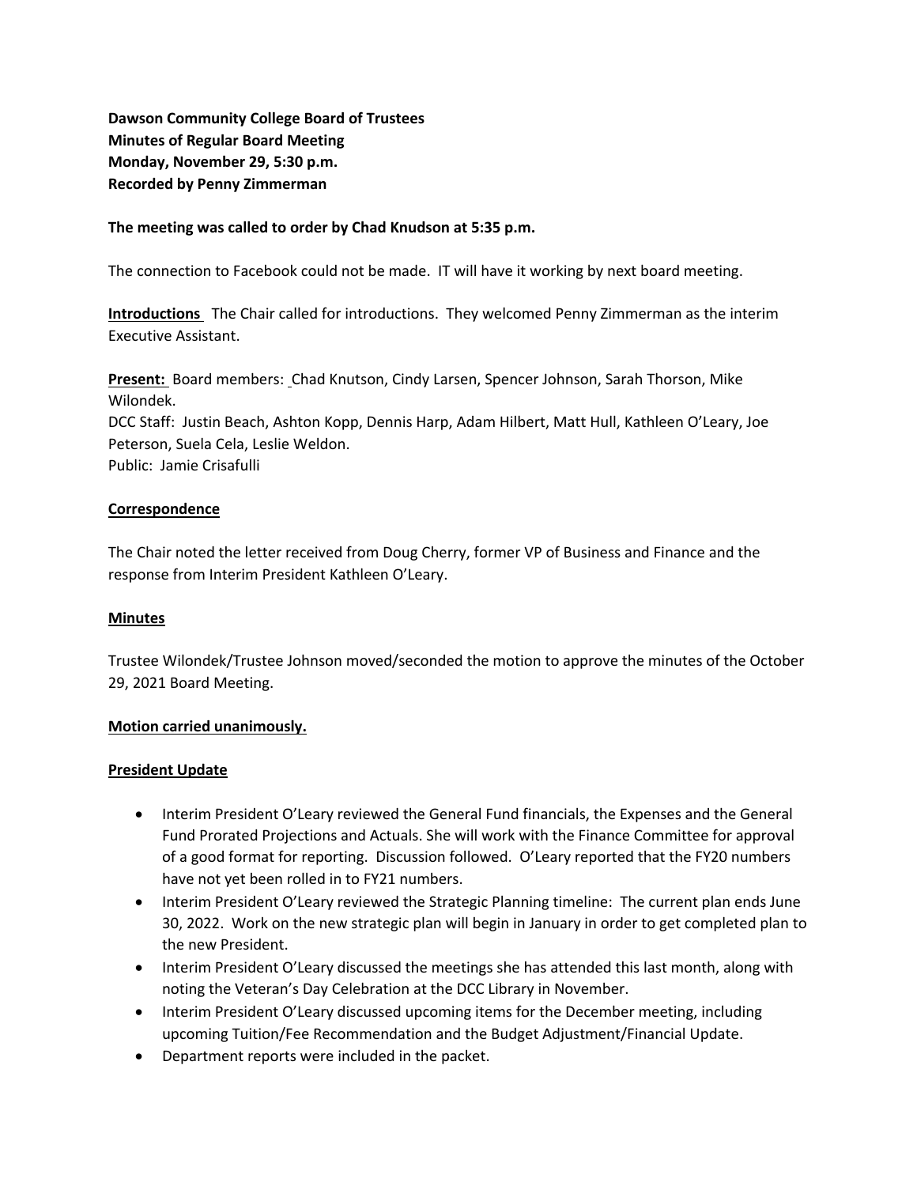**Dawson Community College Board of Trustees**
**Minutes of Regular Board Meeting**
**Monday, November 29, 5:30 p.m.**
**Recorded by Penny Zimmerman**

**The meeting was called to order by Chad Knudson at 5:35 p.m.**

The connection to Facebook could not be made. IT will have it working by next board meeting.

**Introductions** The Chair called for introductions. They welcomed Penny Zimmerman as the interim Executive Assistant.

**Present:** Board members: Chad Knutson, Cindy Larsen, Spencer Johnson, Sarah Thorson, Mike Wilondek.
DCC Staff: Justin Beach, Ashton Kopp, Dennis Harp, Adam Hilbert, Matt Hull, Kathleen O'Leary, Joe Peterson, Suela Cela, Leslie Weldon.
Public: Jamie Crisafulli

**Correspondence**

The Chair noted the letter received from Doug Cherry, former VP of Business and Finance and the response from Interim President Kathleen O'Leary.

**Minutes**

Trustee Wilondek/Trustee Johnson moved/seconded the motion to approve the minutes of the October 29, 2021 Board Meeting.

**Motion carried unanimously.**

**President Update**

- Interim President O'Leary reviewed the General Fund financials, the Expenses and the General Fund Prorated Projections and Actuals. She will work with the Finance Committee for approval of a good format for reporting. Discussion followed. O'Leary reported that the FY20 numbers have not yet been rolled in to FY21 numbers.
- Interim President O'Leary reviewed the Strategic Planning timeline: The current plan ends June 30, 2022. Work on the new strategic plan will begin in January in order to get completed plan to the new President.
- Interim President O'Leary discussed the meetings she has attended this last month, along with noting the Veteran's Day Celebration at the DCC Library in November.
- Interim President O'Leary discussed upcoming items for the December meeting, including upcoming Tuition/Fee Recommendation and the Budget Adjustment/Financial Update.
- Department reports were included in the packet.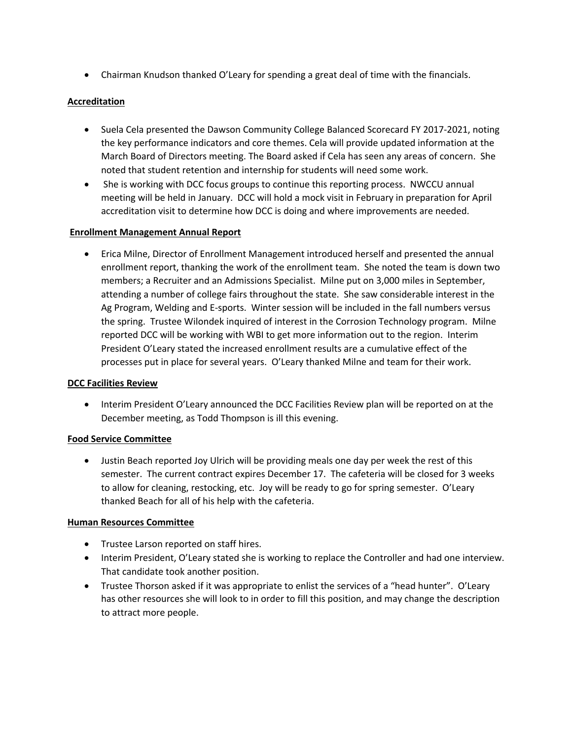- Chairman Knudson thanked O'Leary for spending a great deal of time with the financials.

**Accreditation**

- Suela Cela presented the Dawson Community College Balanced Scorecard FY 2017-2021, noting the key performance indicators and core themes. Cela will provide updated information at the March Board of Directors meeting. The Board asked if Cela has seen any areas of concern. She noted that student retention and internship for students will need some work.
- She is working with DCC focus groups to continue this reporting process. NWCCU annual meeting will be held in January. DCC will hold a mock visit in February in preparation for April accreditation visit to determine how DCC is doing and where improvements are needed.

**Enrollment Management Annual Report**

- Erica Milne, Director of Enrollment Management introduced herself and presented the annual enrollment report, thanking the work of the enrollment team. She noted the team is down two members; a Recruiter and an Admissions Specialist. Milne put on 3,000 miles in September, attending a number of college fairs throughout the state. She saw considerable interest in the Ag Program, Welding and E-sports. Winter session will be included in the fall numbers versus the spring. Trustee Wilondek inquired of interest in the Corrosion Technology program. Milne reported DCC will be working with WBI to get more information out to the region. Interim President O'Leary stated the increased enrollment results are a cumulative effect of the processes put in place for several years. O'Leary thanked Milne and team for their work.

**DCC Facilities Review**

- Interim President O'Leary announced the DCC Facilities Review plan will be reported on at the December meeting, as Todd Thompson is ill this evening.

**Food Service Committee**

- Justin Beach reported Joy Ulrich will be providing meals one day per week the rest of this semester. The current contract expires December 17. The cafeteria will be closed for 3 weeks to allow for cleaning, restocking, etc. Joy will be ready to go for spring semester. O'Leary thanked Beach for all of his help with the cafeteria.

**Human Resources Committee**

- Trustee Larson reported on staff hires.
- Interim President, O'Leary stated she is working to replace the Controller and had one interview. That candidate took another position.
- Trustee Thorson asked if it was appropriate to enlist the services of a "head hunter". O'Leary has other resources she will look to in order to fill this position, and may change the description to attract more people.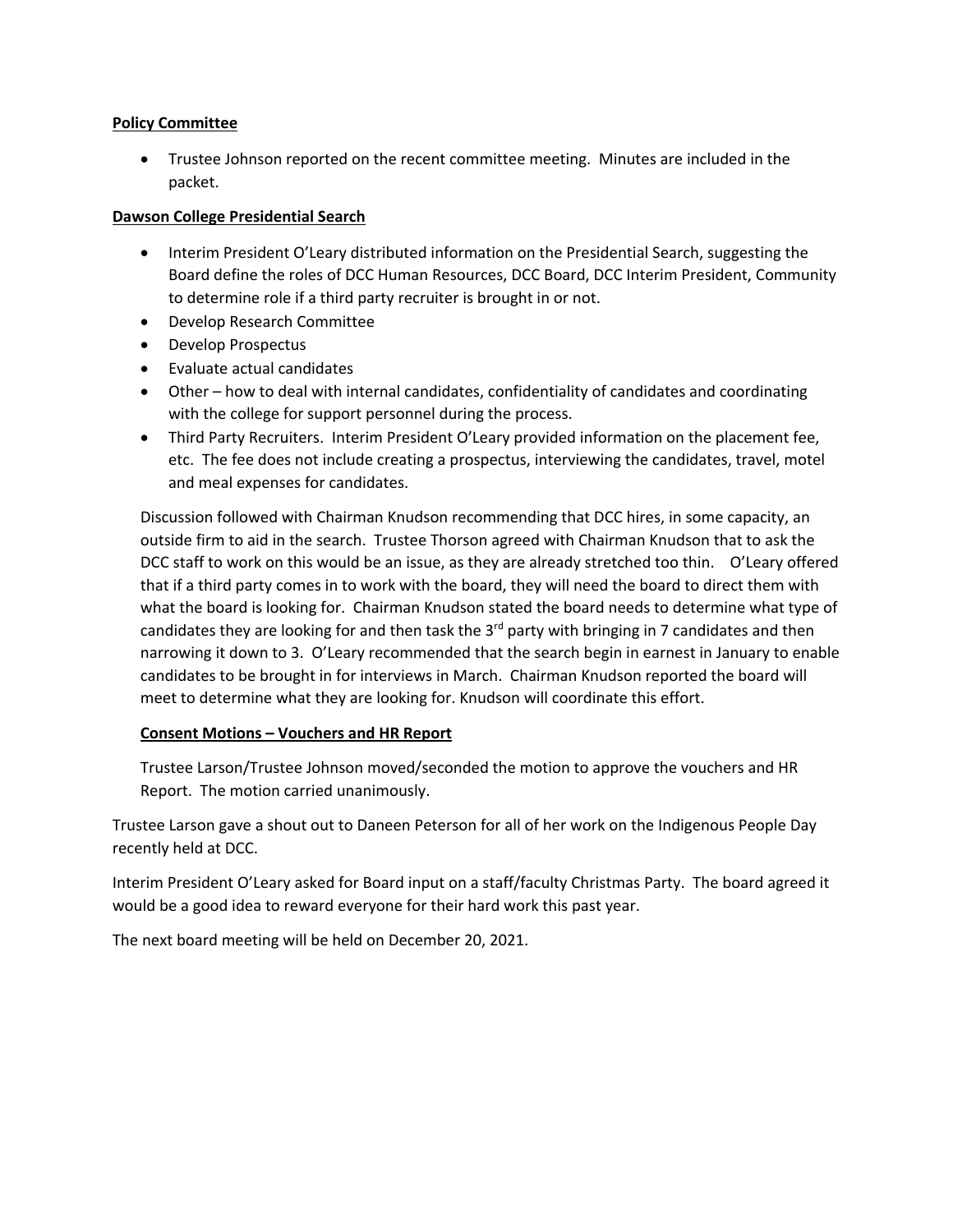**Policy Committee**

- Trustee Johnson reported on the recent committee meeting. Minutes are included in the packet.

**Dawson College Presidential Search**

- Interim President O'Leary distributed information on the Presidential Search, suggesting the Board define the roles of DCC Human Resources, DCC Board, DCC Interim President, Community to determine role if a third party recruiter is brought in or not.
- Develop Research Committee
- Develop Prospectus
- Evaluate actual candidates
- Other – how to deal with internal candidates, confidentiality of candidates and coordinating with the college for support personnel during the process.
- Third Party Recruiters. Interim President O'Leary provided information on the placement fee, etc. The fee does not include creating a prospectus, interviewing the candidates, travel, motel and meal expenses for candidates.

Discussion followed with Chairman Knudson recommending that DCC hires, in some capacity, an outside firm to aid in the search. Trustee Thorson agreed with Chairman Knudson that to ask the DCC staff to work on this would be an issue, as they are already stretched too thin. O'Leary offered that if a third party comes in to work with the board, they will need the board to direct them with what the board is looking for. Chairman Knudson stated the board needs to determine what type of candidates they are looking for and then task the 3rd party with bringing in 7 candidates and then narrowing it down to 3. O'Leary recommended that the search begin in earnest in January to enable candidates to be brought in for interviews in March. Chairman Knudson reported the board will meet to determine what they are looking for. Knudson will coordinate this effort.

**Consent Motions – Vouchers and HR Report**

Trustee Larson/Trustee Johnson moved/seconded the motion to approve the vouchers and HR Report. The motion carried unanimously.

Trustee Larson gave a shout out to Daneen Peterson for all of her work on the Indigenous People Day recently held at DCC.

Interim President O'Leary asked for Board input on a staff/faculty Christmas Party. The board agreed it would be a good idea to reward everyone for their hard work this past year.

The next board meeting will be held on December 20, 2021.